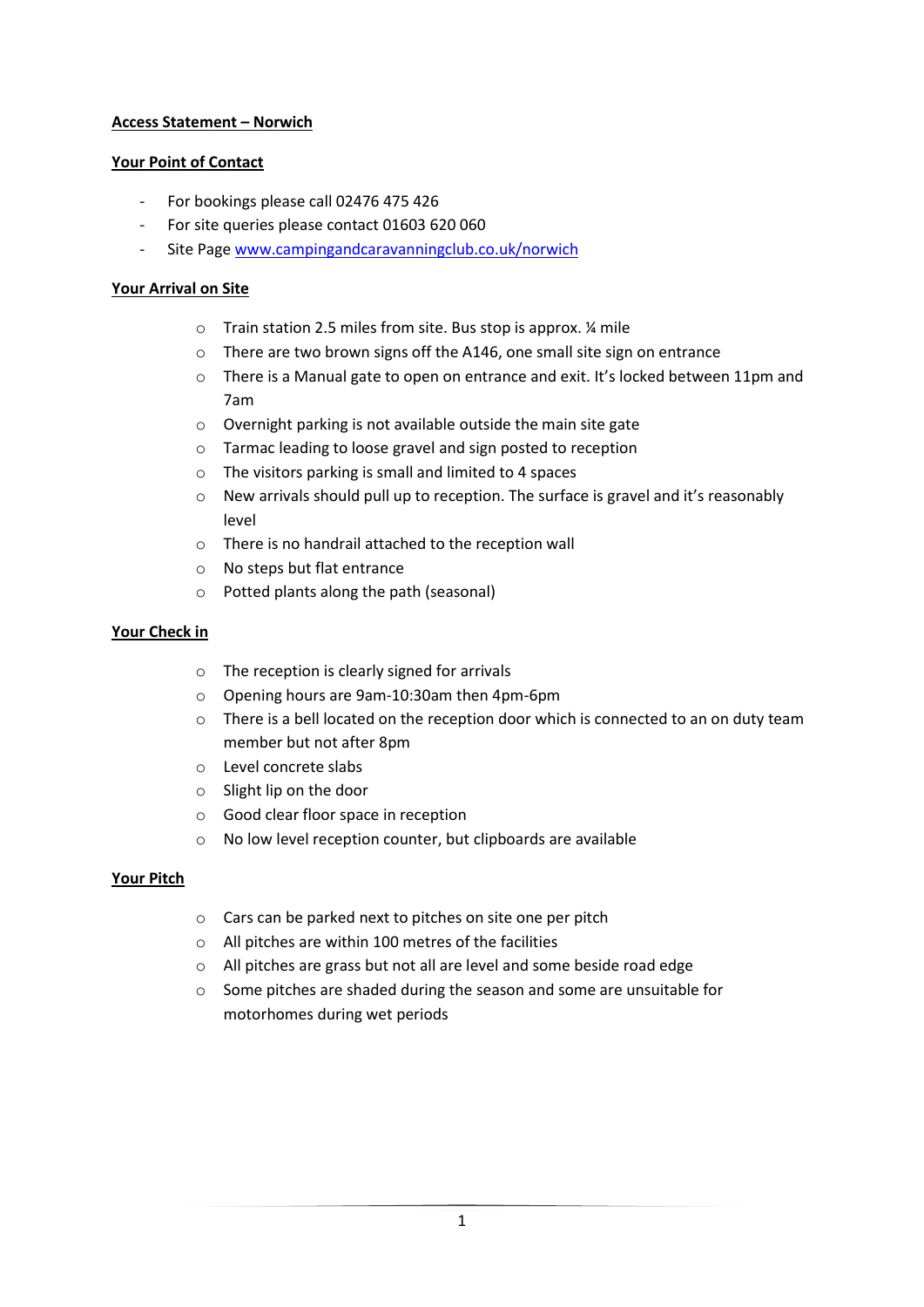# Access Statement – Norwich

## Your Point of Contact

- For bookings please call 02476 475 426
- For site queries please contact 01603 620 060
- Site Page [www.campingandcaravanningclub.co.uk/norwich](http://www.campingandcaravanningclub.co.uk/norwich)

## Your Arrival on Site

- Train station 2.5 miles from site. Bus stop is approx. ¼ mile
- There are two brown signs off the A146, one small site sign on entrance
- There is a Manual gate to open on entrance and exit. It's locked between 11pm and 7am
- Overnight parking is not available outside the main site gate
- Tarmac leading to loose gravel and sign posted to reception
- The visitors parking is small and limited to 4 spaces
- New arrivals should pull up to reception. The surface is gravel and it's reasonably level
- There is no handrail attached to the reception wall
- No steps but flat entrance
- Potted plants along the path (seasonal)

## Your Check in

- The reception is clearly signed for arrivals
- Opening hours are 9am-10:30am then 4pm-6pm
- There is a bell located on the reception door which is connected to an on duty team member but not after 8pm
- Level concrete slabs
- Slight lip on the door
- Good clear floor space in reception
- No low level reception counter, but clipboards are available

## Your Pitch

- Cars can be parked next to pitches on site one per pitch
- All pitches are within 100 metres of the facilities
- All pitches are grass but not all are level and some beside road edge
- Some pitches are shaded during the season and some are unsuitable for motorhomes during wet periods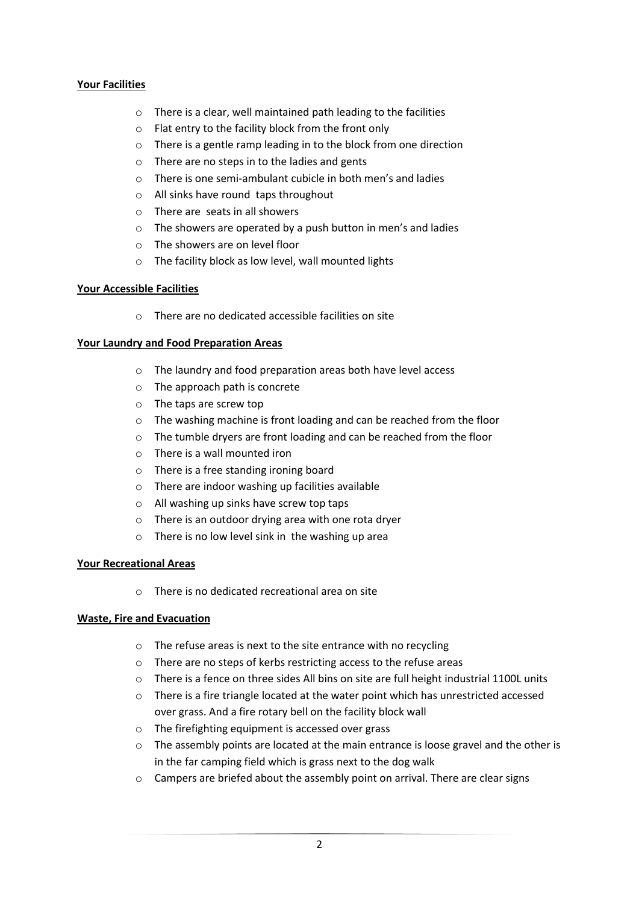**Your Facilities**

- There is a clear, well maintained path leading to the facilities
- Flat entry to the facility block from the front only
- There is a gentle ramp leading in to the block from one direction
- There are no steps in to the ladies and gents
- There is one semi-ambulant cubicle in both men's and ladies
- All sinks have round taps throughout
- There are seats in all showers
- The showers are operated by a push button in men's and ladies
- The showers are on level floor
- The facility block as low level, wall mounted lights

**Your Accessible Facilities**

- There are no dedicated accessible facilities on site

**Your Laundry and Food Preparation Areas**

- The laundry and food preparation areas both have level access
- The approach path is concrete
- The taps are screw top
- The washing machine is front loading and can be reached from the floor
- The tumble dryers are front loading and can be reached from the floor
- There is a wall mounted iron
- There is a free standing ironing board
- There are indoor washing up facilities available
- All washing up sinks have screw top taps
- There is an outdoor drying area with one rota dryer
- There is no low level sink in the washing up area

**Your Recreational Areas**

- There is no dedicated recreational area on site

**Waste, Fire and Evacuation**

- The refuse areas is next to the site entrance with no recycling
- There are no steps of kerbs restricting access to the refuse areas
- There is a fence on three sides All bins on site are full height industrial 1100L units
- There is a fire triangle located at the water point which has unrestricted accessed over grass. And a fire rotary bell on the facility block wall
- The firefighting equipment is accessed over grass
- The assembly points are located at the main entrance is loose gravel and the other is in the far camping field which is grass next to the dog walk
- Campers are briefed about the assembly point on arrival. There are clear signs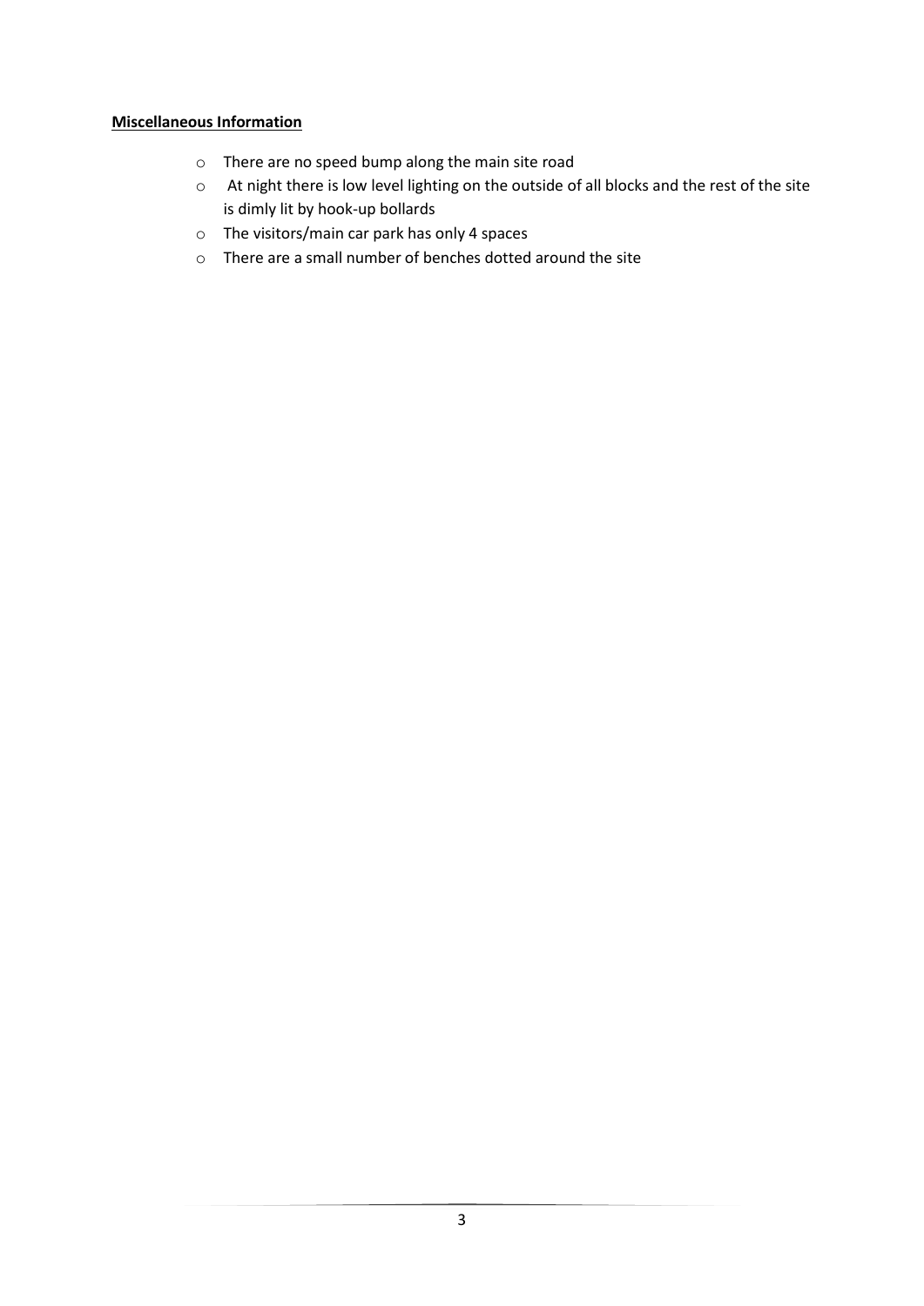**Miscellaneous Information**

- There are no speed bump along the main site road
- At night there is low level lighting on the outside of all blocks and the rest of the site is dimly lit by hook-up bollards
- The visitors/main car park has only 4 spaces
- There are a small number of benches dotted around the site